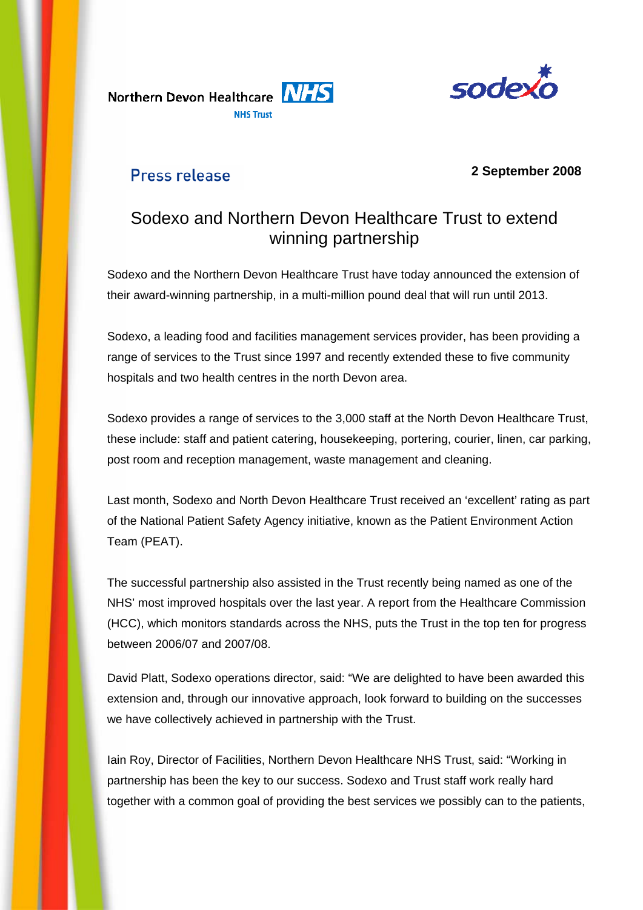Northern Devon Healthcare NHS Trust

sodexo

Press release

**2 September 2008**

# Sodexo and Northern Devon Healthcare Trust to extend winning partnership

Sodexo and the Northern Devon Healthcare Trust have today announced the extension of their award-winning partnership, in a multi-million pound deal that will run until 2013.

Sodexo, a leading food and facilities management services provider, has been providing a range of services to the Trust since 1997 and recently extended these to five community hospitals and two health centres in the north Devon area.

Sodexo provides a range of services to the 3,000 staff at the North Devon Healthcare Trust, these include: staff and patient catering, housekeeping, portering, courier, linen, car parking, post room and reception management, waste management and cleaning.

Last month, Sodexo and North Devon Healthcare Trust received an 'excellent' rating as part of the National Patient Safety Agency initiative, known as the Patient Environment Action Team (PEAT).

The successful partnership also assisted in the Trust recently being named as one of the NHS' most improved hospitals over the last year. A report from the Healthcare Commission (HCC), which monitors standards across the NHS, puts the Trust in the top ten for progress between 2006/07 and 2007/08.

David Platt, Sodexo operations director, said: "We are delighted to have been awarded this extension and, through our innovative approach, look forward to building on the successes we have collectively achieved in partnership with the Trust.

Iain Roy, Director of Facilities, Northern Devon Healthcare NHS Trust, said: "Working in partnership has been the key to our success. Sodexo and Trust staff work really hard together with a common goal of providing the best services we possibly can to the patients,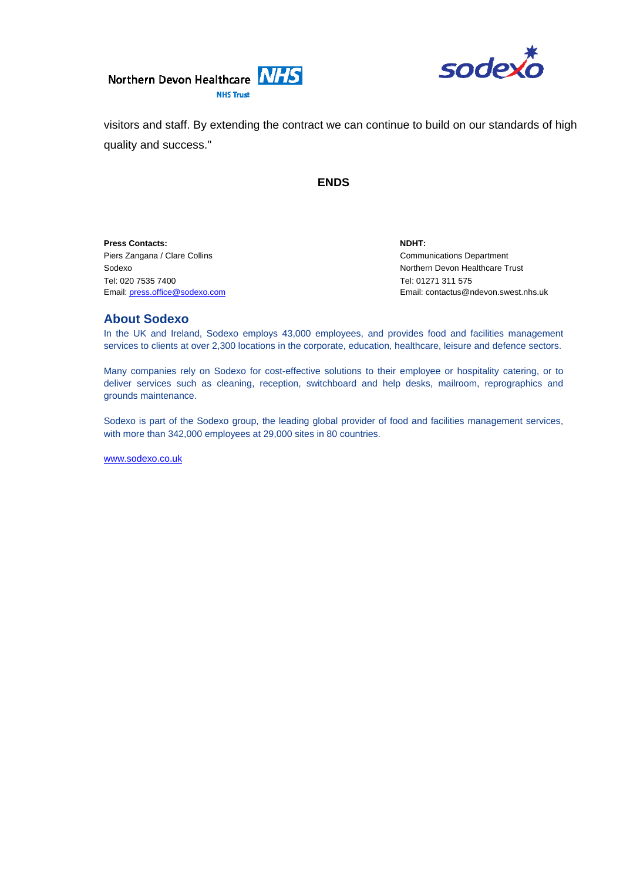visitors and staff. By extending the contract we can continue to build on our standards of high quality and success."

**ENDS**

**Press Contacts:**
Piers Zangana / Clare Collins
Sodexo
Tel: 020 7535 7400
Email: press.office@sodexo.com

**NDHT:**
Communications Department
Northern Devon Healthcare Trust
Tel: 01271 311 575
Email: contactus@ndevon.swest.nhs.uk

## About Sodexo

In the UK and Ireland, Sodexo employs 43,000 employees, and provides food and facilities management services to clients at over 2,300 locations in the corporate, education, healthcare, leisure and defence sectors.

Many companies rely on Sodexo for cost-effective solutions to their employee or hospitality catering, or to deliver services such as cleaning, reception, switchboard and help desks, mailroom, reprographics and grounds maintenance.

Sodexo is part of the Sodexo group, the leading global provider of food and facilities management services, with more than 342,000 employees at 29,000 sites in 80 countries.

www.sodexo.co.uk